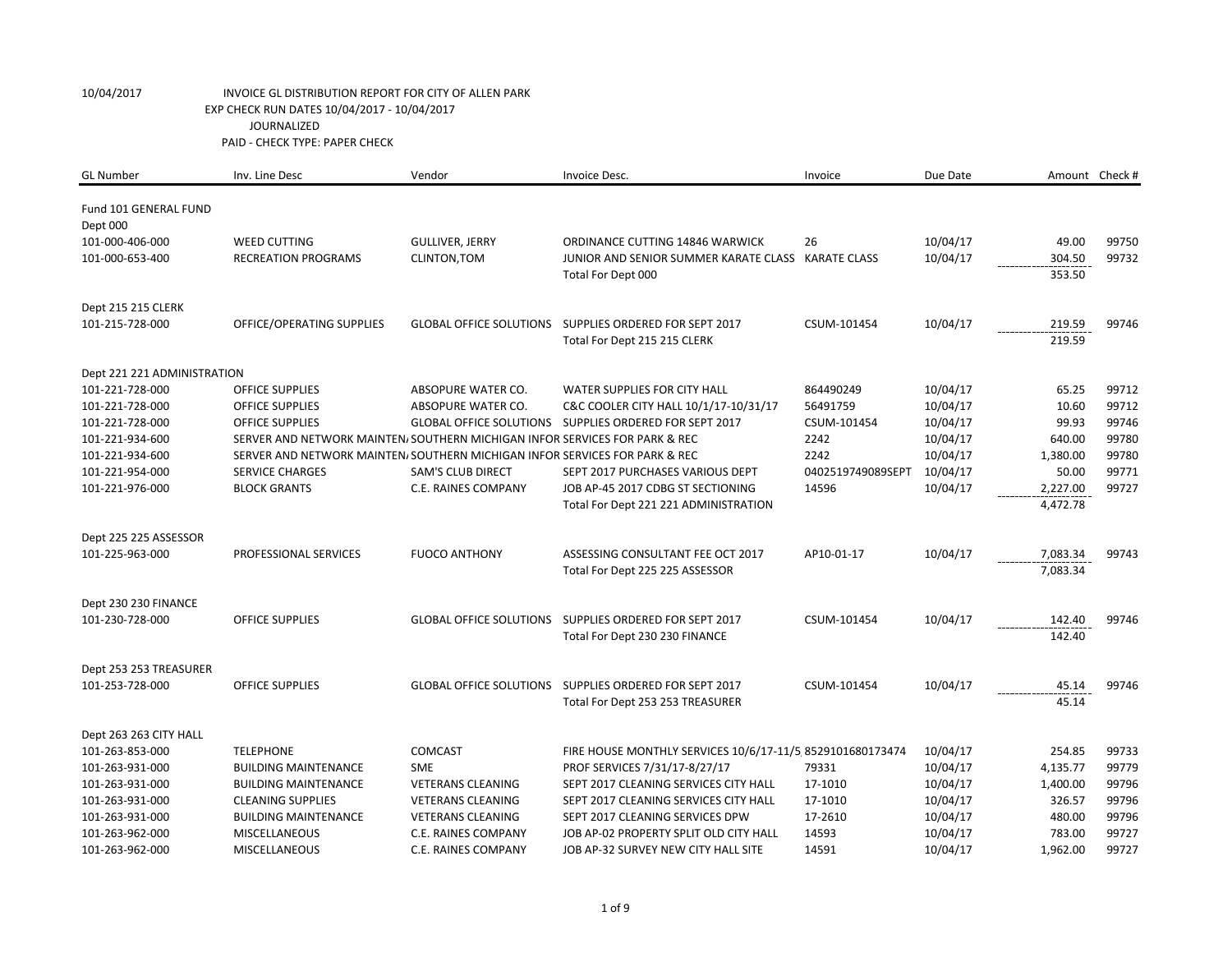10/04/2017 INVOICE GL DISTRIBUTION REPORT FOR CITY OF ALLEN PARK
EXP CHECK RUN DATES 10/04/2017 - 10/04/2017
JOURNALIZED
PAID - CHECK TYPE: PAPER CHECK

| GL Number | Inv. Line Desc | Vendor | Invoice Desc. | Invoice | Due Date | Amount | Check # |
|---|---|---|---|---|---|---|---|
| Fund 101 GENERAL FUND | | | | | | | |
| Dept 000 | | | | | | | |
| 101-000-406-000 | WEED CUTTING | GULLIVER, JERRY | ORDINANCE CUTTING 14846 WARWICK | 26 | 10/04/17 | 49.00 | 99750 |
| 101-000-653-400 | RECREATION PROGRAMS | CLINTON,TOM | JUNIOR AND SENIOR SUMMER KARATE CLASS | KARATE CLASS | 10/04/17 | 304.50 | 99732 |
| | | | Total For Dept 000 | | | 353.50 | |
| Dept 215 215 CLERK | | | | | | | |
| 101-215-728-000 | OFFICE/OPERATING SUPPLIES | GLOBAL OFFICE SOLUTIONS | SUPPLIES ORDERED FOR SEPT 2017 | CSUM-101454 | 10/04/17 | 219.59 | 99746 |
| | | | Total For Dept 215 215 CLERK | | | 219.59 | |
| Dept 221 221 ADMINISTRATION | | | | | | | |
| 101-221-728-000 | OFFICE SUPPLIES | ABSOPURE WATER CO. | WATER SUPPLIES FOR CITY HALL | 864490249 | 10/04/17 | 65.25 | 99712 |
| 101-221-728-000 | OFFICE SUPPLIES | ABSOPURE WATER CO. | C&C COOLER CITY HALL 10/1/17-10/31/17 | 56491759 | 10/04/17 | 10.60 | 99712 |
| 101-221-728-000 | OFFICE SUPPLIES | GLOBAL OFFICE SOLUTIONS | SUPPLIES ORDERED FOR SEPT 2017 | CSUM-101454 | 10/04/17 | 99.93 | 99746 |
| 101-221-934-600 | SERVER AND NETWORK MAINTEN/ | SOUTHERN MICHIGAN INFOR | SERVICES FOR PARK & REC | 2242 | 10/04/17 | 640.00 | 99780 |
| 101-221-934-600 | SERVER AND NETWORK MAINTEN/ | SOUTHERN MICHIGAN INFOR | SERVICES FOR PARK & REC | 2242 | 10/04/17 | 1,380.00 | 99780 |
| 101-221-954-000 | SERVICE CHARGES | SAM'S CLUB DIRECT | SEPT 2017 PURCHASES VARIOUS DEPT | 0402519749089SEPT | 10/04/17 | 50.00 | 99771 |
| 101-221-976-000 | BLOCK GRANTS | C.E. RAINES COMPANY | JOB AP-45 2017 CDBG ST SECTIONING | 14596 | 10/04/17 | 2,227.00 | 99727 |
| | | | Total For Dept 221 221 ADMINISTRATION | | | 4,472.78 | |
| Dept 225 225 ASSESSOR | | | | | | | |
| 101-225-963-000 | PROFESSIONAL SERVICES | FUOCO ANTHONY | ASSESSING CONSULTANT FEE OCT 2017 | AP10-01-17 | 10/04/17 | 7,083.34 | 99743 |
| | | | Total For Dept 225 225 ASSESSOR | | | 7,083.34 | |
| Dept 230 230 FINANCE | | | | | | | |
| 101-230-728-000 | OFFICE SUPPLIES | GLOBAL OFFICE SOLUTIONS | SUPPLIES ORDERED FOR SEPT 2017 | CSUM-101454 | 10/04/17 | 142.40 | 99746 |
| | | | Total For Dept 230 230 FINANCE | | | 142.40 | |
| Dept 253 253 TREASURER | | | | | | | |
| 101-253-728-000 | OFFICE SUPPLIES | GLOBAL OFFICE SOLUTIONS | SUPPLIES ORDERED FOR SEPT 2017 | CSUM-101454 | 10/04/17 | 45.14 | 99746 |
| | | | Total For Dept 253 253 TREASURER | | | 45.14 | |
| Dept 263 263 CITY HALL | | | | | | | |
| 101-263-853-000 | TELEPHONE | COMCAST | FIRE HOUSE MONTHLY SERVICES 10/6/17-11/5 | 8529101680173474 | 10/04/17 | 254.85 | 99733 |
| 101-263-931-000 | BUILDING MAINTENANCE | SME | PROF SERVICES 7/31/17-8/27/17 | 79331 | 10/04/17 | 4,135.77 | 99779 |
| 101-263-931-000 | BUILDING MAINTENANCE | VETERANS CLEANING | SEPT 2017 CLEANING SERVICES CITY HALL | 17-1010 | 10/04/17 | 1,400.00 | 99796 |
| 101-263-931-000 | CLEANING SUPPLIES | VETERANS CLEANING | SEPT 2017 CLEANING SERVICES CITY HALL | 17-1010 | 10/04/17 | 326.57 | 99796 |
| 101-263-931-000 | BUILDING MAINTENANCE | VETERANS CLEANING | SEPT 2017 CLEANING SERVICES DPW | 17-2610 | 10/04/17 | 480.00 | 99796 |
| 101-263-962-000 | MISCELLANEOUS | C.E. RAINES COMPANY | JOB AP-02 PROPERTY SPLIT OLD CITY HALL | 14593 | 10/04/17 | 783.00 | 99727 |
| 101-263-962-000 | MISCELLANEOUS | C.E. RAINES COMPANY | JOB AP-32 SURVEY NEW CITY HALL SITE | 14591 | 10/04/17 | 1,962.00 | 99727 |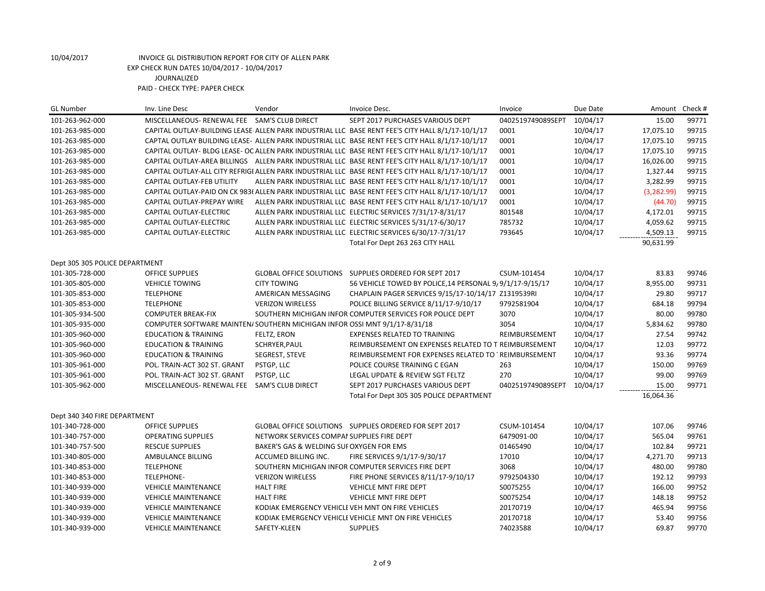10/04/2017 INVOICE GL DISTRIBUTION REPORT FOR CITY OF ALLEN PARK
EXP CHECK RUN DATES 10/04/2017 - 10/04/2017
JOURNALIZED
PAID - CHECK TYPE: PAPER CHECK

| GL Number | Inv. Line Desc | Vendor | Invoice Desc. | Invoice | Due Date | Amount | Check # |
|---|---|---|---|---|---|---|---|
| 101-263-962-000 | MISCELLANEOUS- RENEWAL FEE | SAM'S CLUB DIRECT | SEPT 2017 PURCHASES VARIOUS DEPT | 0402519749089SEPT | 10/04/17 | 15.00 | 99771 |
| 101-263-985-000 | CAPTAL OUTLAY-BUILDING LEASE- | ALLEN PARK INDUSTRIAL LLC | BASE RENT FEE'S CITY HALL 8/1/17-10/1/17 | 0001 | 10/04/17 | 17,075.10 | 99715 |
| 101-263-985-000 | CAPTAL OUTLAY BUILDING LEASE- | ALLEN PARK INDUSTRIAL LLC | BASE RENT FEE'S CITY HALL 8/1/17-10/1/17 | 0001 | 10/04/17 | 17,075.10 | 99715 |
| 101-263-985-000 | CAPITAL OUTLAY- BLDG LEASE- OC | ALLEN PARK INDUSTRIAL LLC | BASE RENT FEE'S CITY HALL 8/1/17-10/1/17 | 0001 | 10/04/17 | 17,075.10 | 99715 |
| 101-263-985-000 | CAPITAL OUTLAY-AREA BILLINGS | ALLEN PARK INDUSTRIAL LLC | BASE RENT FEE'S CITY HALL 8/1/17-10/1/17 | 0001 | 10/04/17 | 16,026.00 | 99715 |
| 101-263-985-000 | CAPITAL OUTLAY-ALL CITY REFRIGI | ALLEN PARK INDUSTRIAL LLC | BASE RENT FEE'S CITY HALL 8/1/17-10/1/17 | 0001 | 10/04/17 | 1,327.44 | 99715 |
| 101-263-985-000 | CAPITAL OUTLAY-FEB UTILITY | ALLEN PARK INDUSTRIAL LLC | BASE RENT FEE'S CITY HALL 8/1/17-10/1/17 | 0001 | 10/04/17 | 3,282.99 | 99715 |
| 101-263-985-000 | CAPITAL OUTLAY-PAID ON CK 983( | ALLEN PARK INDUSTRIAL LLC | BASE RENT FEE'S CITY HALL 8/1/17-10/1/17 | 0001 | 10/04/17 | (3,282.99) | 99715 |
| 101-263-985-000 | CAPITAL OUTLAY-PREPAY WIRE | ALLEN PARK INDUSTRIAL LLC | BASE RENT FEE'S CITY HALL 8/1/17-10/1/17 | 0001 | 10/04/17 | (44.70) | 99715 |
| 101-263-985-000 | CAPITAL OUTLAY-ELECTRIC | ALLEN PARK INDUSTRIAL LLC | ELECTRIC SERVICES 7/31/17-8/31/17 | 801548 | 10/04/17 | 4,172.01 | 99715 |
| 101-263-985-000 | CAPITAL OUTLAY-ELECTRIC | ALLEN PARK INDUSTRIAL LLC | ELECTRIC SERVICES 5/31/17-6/30/17 | 785732 | 10/04/17 | 4,059.62 | 99715 |
| 101-263-985-000 | CAPITAL OUTLAY-ELECTRIC | ALLEN PARK INDUSTRIAL LLC | ELECTRIC SERVICES 6/30/17-7/31/17 | 793645 | 10/04/17 | 4,509.13 | 99715 |
| | | | Total For Dept 263 263 CITY HALL | | | 90,631.99 | |
| Dept 305 305 POLICE DEPARTMENT | | | | | | | |
| 101-305-728-000 | OFFICE SUPPLIES | GLOBAL OFFICE SOLUTIONS | SUPPLIES ORDERED FOR SEPT 2017 | CSUM-101454 | 10/04/17 | 83.83 | 99746 |
| 101-305-805-000 | VEHICLE TOWING | CITY TOWING | 56 VEHICLE TOWED BY POLICE,14 PERSONAL 9/ | 9/17-9/15/17 | 10/04/17 | 8,955.00 | 99731 |
| 101-305-853-000 | TELEPHONE | AMERICAN MESSAGING | CHAPLAIN PAGER SERVICES 9/15/17-10/14/17 | Z1319539RI | 10/04/17 | 29.80 | 99717 |
| 101-305-853-000 | TELEPHONE | VERIZON WIRELESS | POLICE BILLING SERVICE 8/11/17-9/10/17 | 9792581904 | 10/04/17 | 684.18 | 99794 |
| 101-305-934-500 | COMPUTER BREAK-FIX | SOUTHERN MICHIGAN INFOR | COMPUTER SERVICES FOR POLICE DEPT | 3070 | 10/04/17 | 80.00 | 99780 |
| 101-305-935-000 | COMPUTER SOFTWARE MAINTEN/ | SOUTHERN MICHIGAN INFOR | OSSI MNT 9/1/17-8/31/18 | 3054 | 10/04/17 | 5,834.62 | 99780 |
| 101-305-960-000 | EDUCATION & TRAINING | FELTZ, ERON | EXPENSES RELATED TO TRAINING | REIMBURSEMENT | 10/04/17 | 27.54 | 99742 |
| 101-305-960-000 | EDUCATION & TRAINING | SCHRYER,PAUL | REIMBURSEMENT ON EXPENSES RELATED TO T | REIMBURSEMENT | 10/04/17 | 12.03 | 99772 |
| 101-305-960-000 | EDUCATION & TRAINING | SEGREST, STEVE | REIMBURSEMENT FOR EXPENSES RELATED TO | REIMBURSEMENT | 10/04/17 | 93.36 | 99774 |
| 101-305-961-000 | POL. TRAIN-ACT 302 ST. GRANT | PSTGP, LLC | POLICE COURSE TRAINING C EGAN | 263 | 10/04/17 | 150.00 | 99769 |
| 101-305-961-000 | POL. TRAIN-ACT 302 ST. GRANT | PSTGP, LLC | LEGAL UPDATE & REVIEW SGT FELTZ | 270 | 10/04/17 | 99.00 | 99769 |
| 101-305-962-000 | MISCELLANEOUS- RENEWAL FEE | SAM'S CLUB DIRECT | SEPT 2017 PURCHASES VARIOUS DEPT | 0402519749089SEPT | 10/04/17 | 15.00 | 99771 |
| | | | Total For Dept 305 305 POLICE DEPARTMENT | | | 16,064.36 | |
| Dept 340 340 FIRE DEPARTMENT | | | | | | | |
| 101-340-728-000 | OFFICE SUPPLIES | GLOBAL OFFICE SOLUTIONS | SUPPLIES ORDERED FOR SEPT 2017 | CSUM-101454 | 10/04/17 | 107.06 | 99746 |
| 101-340-757-000 | OPERATING SUPPLIES | NETWORK SERVICES COMPAI | SUPPLIES FIRE DEPT | 6479091-00 | 10/04/17 | 565.04 | 99761 |
| 101-340-757-500 | RESCUE SUPPLIES | BAKER'S GAS & WELDING SUI | OXYGEN FOR EMS | 01465490 | 10/04/17 | 102.84 | 99721 |
| 101-340-805-000 | AMBULANCE BILLING | ACCUMED BILLING INC. | FIRE SERVICES 9/1/17-9/30/17 | 17010 | 10/04/17 | 4,271.70 | 99713 |
| 101-340-853-000 | TELEPHONE | SOUTHERN MICHIGAN INFOR | COMPUTER SERVICES FIRE DEPT | 3068 | 10/04/17 | 480.00 | 99780 |
| 101-340-853-000 | TELEPHONE- | VERIZON WIRELESS | FIRE PHONE SERVICES 8/11/17-9/10/17 | 9792504330 | 10/04/17 | 192.12 | 99793 |
| 101-340-939-000 | VEHICLE MAINTENANCE | HALT FIRE | VEHICLE MNT FIRE DEPT | S0075255 | 10/04/17 | 166.00 | 99752 |
| 101-340-939-000 | VEHICLE MAINTENANCE | HALT FIRE | VEHICLE MNT FIRE DEPT | S0075254 | 10/04/17 | 148.18 | 99752 |
| 101-340-939-000 | VEHICLE MAINTENANCE | KODIAK EMERGENCY VEHICLI | VEH MNT ON FIRE VEHICLES | 20170719 | 10/04/17 | 465.94 | 99756 |
| 101-340-939-000 | VEHICLE MAINTENANCE | KODIAK EMERGENCY VEHICLI | VEHICLE MNT ON FIRE VEHICLES | 20170718 | 10/04/17 | 53.40 | 99756 |
| 101-340-939-000 | VEHICLE MAINTENANCE | SAFETY-KLEEN | SUPPLIES | 74023588 | 10/04/17 | 69.87 | 99770 |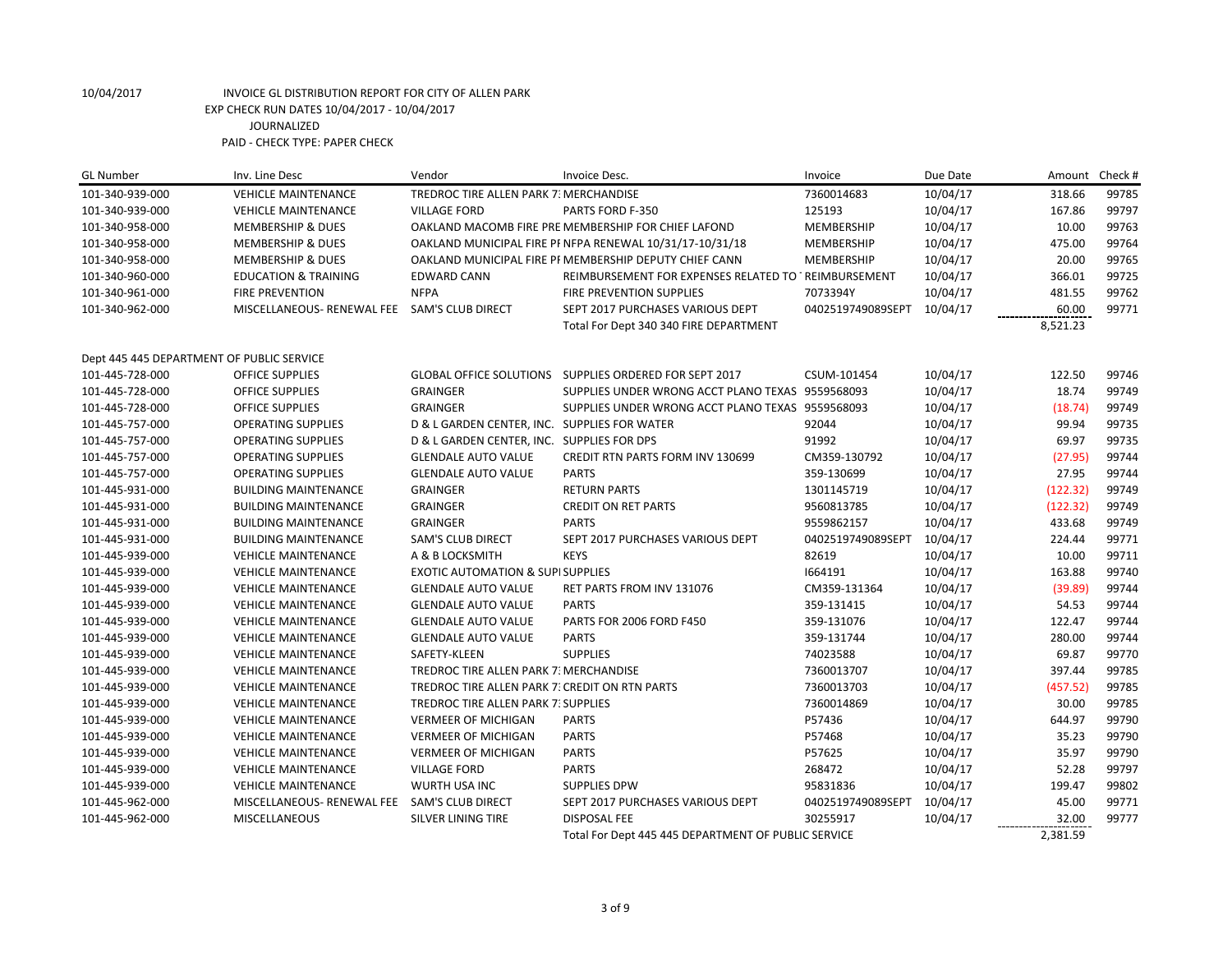10/04/2017 INVOICE GL DISTRIBUTION REPORT FOR CITY OF ALLEN PARK
EXP CHECK RUN DATES 10/04/2017 - 10/04/2017
JOURNALIZED
PAID - CHECK TYPE: PAPER CHECK

| GL Number | Inv. Line Desc | Vendor | Invoice Desc. | Invoice | Due Date | Amount | Check # |
|---|---|---|---|---|---|---|---|
| 101-340-939-000 | VEHICLE MAINTENANCE | TREDROC TIRE ALLEN PARK 7: | MERCHANDISE | 7360014683 | 10/04/17 | 318.66 | 99785 |
| 101-340-939-000 | VEHICLE MAINTENANCE | VILLAGE FORD | PARTS FORD F-350 | 125193 | 10/04/17 | 167.86 | 99797 |
| 101-340-958-000 | MEMBERSHIP & DUES | OAKLAND MACOMB FIRE PRE | MEMBERSHIP FOR CHIEF LAFOND | MEMBERSHIP | 10/04/17 | 10.00 | 99763 |
| 101-340-958-000 | MEMBERSHIP & DUES | OAKLAND MUNICIPAL FIRE PI | NFPA RENEWAL 10/31/17-10/31/18 | MEMBERSHIP | 10/04/17 | 475.00 | 99764 |
| 101-340-958-000 | MEMBERSHIP & DUES | OAKLAND MUNICIPAL FIRE PI | MEMBERSHIP DEPUTY CHIEF CANN | MEMBERSHIP | 10/04/17 | 20.00 | 99765 |
| 101-340-960-000 | EDUCATION & TRAINING | EDWARD CANN | REIMBURSEMENT FOR EXPENSES RELATED TO | REIMBURSEMENT | 10/04/17 | 366.01 | 99725 |
| 101-340-961-000 | FIRE PREVENTION | NFPA | FIRE PREVENTION SUPPLIES | 7073394Y | 10/04/17 | 481.55 | 99762 |
| 101-340-962-000 | MISCELLANEOUS- RENEWAL FEE | SAM'S CLUB DIRECT | SEPT 2017 PURCHASES VARIOUS DEPT | 0402519749089SEPT | 10/04/17 | 60.00 | 99771 |
| | | | Total For Dept 340 340 FIRE DEPARTMENT | | | 8,521.23 | |
| Dept 445 445 DEPARTMENT OF PUBLIC SERVICE | | | | | | | |
| 101-445-728-000 | OFFICE SUPPLIES | GLOBAL OFFICE SOLUTIONS | SUPPLIES ORDERED FOR SEPT 2017 | CSUM-101454 | 10/04/17 | 122.50 | 99746 |
| 101-445-728-000 | OFFICE SUPPLIES | GRAINGER | SUPPLIES UNDER WRONG ACCT PLANO TEXAS | 9559568093 | 10/04/17 | 18.74 | 99749 |
| 101-445-728-000 | OFFICE SUPPLIES | GRAINGER | SUPPLIES UNDER WRONG ACCT PLANO TEXAS | 9559568093 | 10/04/17 | (18.74) | 99749 |
| 101-445-757-000 | OPERATING SUPPLIES | D & L GARDEN CENTER, INC. | SUPPLIES FOR WATER | 92044 | 10/04/17 | 99.94 | 99735 |
| 101-445-757-000 | OPERATING SUPPLIES | D & L GARDEN CENTER, INC. | SUPPLIES FOR DPS | 91992 | 10/04/17 | 69.97 | 99735 |
| 101-445-757-000 | OPERATING SUPPLIES | GLENDALE AUTO VALUE | CREDIT RTN PARTS FORM INV 130699 | CM359-130792 | 10/04/17 | (27.95) | 99744 |
| 101-445-757-000 | OPERATING SUPPLIES | GLENDALE AUTO VALUE | PARTS | 359-130699 | 10/04/17 | 27.95 | 99744 |
| 101-445-931-000 | BUILDING MAINTENANCE | GRAINGER | RETURN PARTS | 1301145719 | 10/04/17 | (122.32) | 99749 |
| 101-445-931-000 | BUILDING MAINTENANCE | GRAINGER | CREDIT ON RET PARTS | 9560813785 | 10/04/17 | (122.32) | 99749 |
| 101-445-931-000 | BUILDING MAINTENANCE | GRAINGER | PARTS | 9559862157 | 10/04/17 | 433.68 | 99749 |
| 101-445-931-000 | BUILDING MAINTENANCE | SAM'S CLUB DIRECT | SEPT 2017 PURCHASES VARIOUS DEPT | 0402519749089SEPT | 10/04/17 | 224.44 | 99771 |
| 101-445-939-000 | VEHICLE MAINTENANCE | A & B LOCKSMITH | KEYS | 82619 | 10/04/17 | 10.00 | 99711 |
| 101-445-939-000 | VEHICLE MAINTENANCE | EXOTIC AUTOMATION & SUPI | SUPPLIES | I664191 | 10/04/17 | 163.88 | 99740 |
| 101-445-939-000 | VEHICLE MAINTENANCE | GLENDALE AUTO VALUE | RET PARTS FROM INV 131076 | CM359-131364 | 10/04/17 | (39.89) | 99744 |
| 101-445-939-000 | VEHICLE MAINTENANCE | GLENDALE AUTO VALUE | PARTS | 359-131415 | 10/04/17 | 54.53 | 99744 |
| 101-445-939-000 | VEHICLE MAINTENANCE | GLENDALE AUTO VALUE | PARTS FOR 2006 FORD F450 | 359-131076 | 10/04/17 | 122.47 | 99744 |
| 101-445-939-000 | VEHICLE MAINTENANCE | GLENDALE AUTO VALUE | PARTS | 359-131744 | 10/04/17 | 280.00 | 99744 |
| 101-445-939-000 | VEHICLE MAINTENANCE | SAFETY-KLEEN | SUPPLIES | 74023588 | 10/04/17 | 69.87 | 99770 |
| 101-445-939-000 | VEHICLE MAINTENANCE | TREDROC TIRE ALLEN PARK 7: | MERCHANDISE | 7360013707 | 10/04/17 | 397.44 | 99785 |
| 101-445-939-000 | VEHICLE MAINTENANCE | TREDROC TIRE ALLEN PARK 7: | CREDIT ON RTN PARTS | 7360013703 | 10/04/17 | (457.52) | 99785 |
| 101-445-939-000 | VEHICLE MAINTENANCE | TREDROC TIRE ALLEN PARK 7: | SUPPLIES | 7360014869 | 10/04/17 | 30.00 | 99785 |
| 101-445-939-000 | VEHICLE MAINTENANCE | VERMEER OF MICHIGAN | PARTS | P57436 | 10/04/17 | 644.97 | 99790 |
| 101-445-939-000 | VEHICLE MAINTENANCE | VERMEER OF MICHIGAN | PARTS | P57468 | 10/04/17 | 35.23 | 99790 |
| 101-445-939-000 | VEHICLE MAINTENANCE | VERMEER OF MICHIGAN | PARTS | P57625 | 10/04/17 | 35.97 | 99790 |
| 101-445-939-000 | VEHICLE MAINTENANCE | VILLAGE FORD | PARTS | 268472 | 10/04/17 | 52.28 | 99797 |
| 101-445-939-000 | VEHICLE MAINTENANCE | WURTH USA INC | SUPPLIES DPW | 95831836 | 10/04/17 | 199.47 | 99802 |
| 101-445-962-000 | MISCELLANEOUS- RENEWAL FEE | SAM'S CLUB DIRECT | SEPT 2017 PURCHASES VARIOUS DEPT | 0402519749089SEPT | 10/04/17 | 45.00 | 99771 |
| 101-445-962-000 | MISCELLANEOUS | SILVER LINING TIRE | DISPOSAL FEE | 30255917 | 10/04/17 | 32.00 | 99777 |
| | | | Total For Dept 445 445 DEPARTMENT OF PUBLIC SERVICE | | | 2,381.59 | |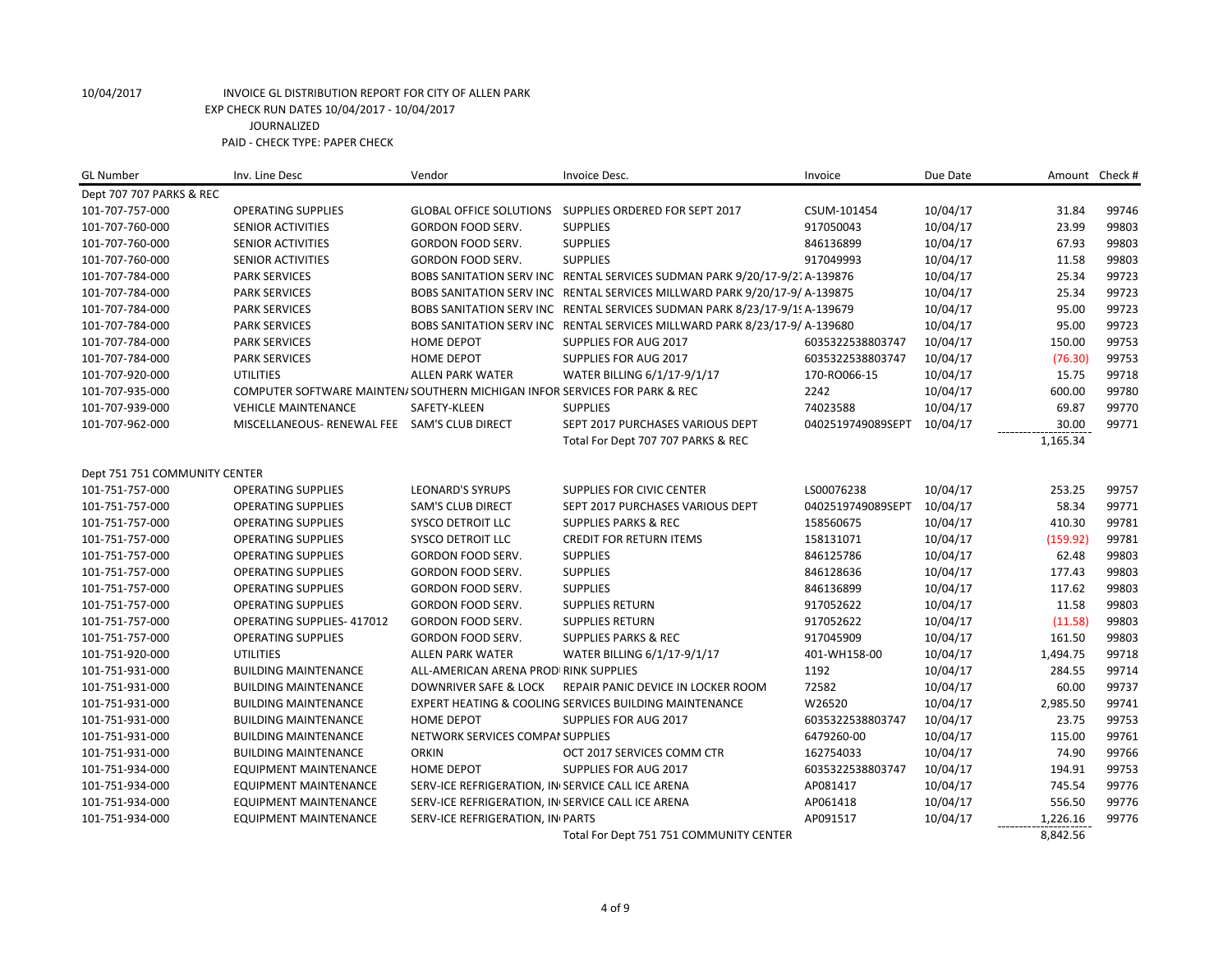10/04/2017 INVOICE GL DISTRIBUTION REPORT FOR CITY OF ALLEN PARK
EXP CHECK RUN DATES 10/04/2017 - 10/04/2017
JOURNALIZED
PAID - CHECK TYPE: PAPER CHECK

| GL Number | Inv. Line Desc | Vendor | Invoice Desc. | Invoice | Due Date | Amount | Check # |
|---|---|---|---|---|---|---|---|
| Dept 707 707 PARKS & REC | | | | | | | |
| 101-707-757-000 | OPERATING SUPPLIES | GLOBAL OFFICE SOLUTIONS | SUPPLIES ORDERED FOR SEPT 2017 | CSUM-101454 | 10/04/17 | 31.84 | 99746 |
| 101-707-760-000 | SENIOR ACTIVITIES | GORDON FOOD SERV. | SUPPLIES | 917050043 | 10/04/17 | 23.99 | 99803 |
| 101-707-760-000 | SENIOR ACTIVITIES | GORDON FOOD SERV. | SUPPLIES | 846136899 | 10/04/17 | 67.93 | 99803 |
| 101-707-760-000 | SENIOR ACTIVITIES | GORDON FOOD SERV. | SUPPLIES | 917049993 | 10/04/17 | 11.58 | 99803 |
| 101-707-784-000 | PARK SERVICES | BOBS SANITATION SERV INC | RENTAL SERVICES SUDMAN PARK 9/20/17-9/27 | A-139876 | 10/04/17 | 25.34 | 99723 |
| 101-707-784-000 | PARK SERVICES | BOBS SANITATION SERV INC | RENTAL SERVICES MILLWARD PARK 9/20/17-9/ | A-139875 | 10/04/17 | 25.34 | 99723 |
| 101-707-784-000 | PARK SERVICES | BOBS SANITATION SERV INC | RENTAL SERVICES SUDMAN PARK 8/23/17-9/19 | A-139679 | 10/04/17 | 95.00 | 99723 |
| 101-707-784-000 | PARK SERVICES | BOBS SANITATION SERV INC | RENTAL SERVICES MILLWARD PARK 8/23/17-9/ | A-139680 | 10/04/17 | 95.00 | 99723 |
| 101-707-784-000 | PARK SERVICES | HOME DEPOT | SUPPLIES FOR AUG 2017 | 6035322538803747 | 10/04/17 | 150.00 | 99753 |
| 101-707-784-000 | PARK SERVICES | HOME DEPOT | SUPPLIES FOR AUG 2017 | 6035322538803747 | 10/04/17 | (76.30) | 99753 |
| 101-707-920-000 | UTILITIES | ALLEN PARK WATER | WATER BILLING 6/1/17-9/1/17 | 170-RO066-15 | 10/04/17 | 15.75 | 99718 |
| 101-707-935-000 | COMPUTER SOFTWARE MAINTEN/ | SOUTHERN MICHIGAN INFOR | SERVICES FOR PARK & REC | 2242 | 10/04/17 | 600.00 | 99780 |
| 101-707-939-000 | VEHICLE MAINTENANCE | SAFETY-KLEEN | SUPPLIES | 74023588 | 10/04/17 | 69.87 | 99770 |
| 101-707-962-000 | MISCELLANEOUS- RENEWAL FEE | SAM'S CLUB DIRECT | SEPT 2017 PURCHASES VARIOUS DEPT | 0402519749089SEPT | 10/04/17 | 30.00 | 99771 |
| | | | Total For Dept 707 707 PARKS & REC | | | 1,165.34 | |
| Dept 751 751 COMMUNITY CENTER | | | | | | | |
| 101-751-757-000 | OPERATING SUPPLIES | LEONARD'S SYRUPS | SUPPLIES FOR CIVIC CENTER | LS00076238 | 10/04/17 | 253.25 | 99757 |
| 101-751-757-000 | OPERATING SUPPLIES | SAM'S CLUB DIRECT | SEPT 2017 PURCHASES VARIOUS DEPT | 0402519749089SEPT | 10/04/17 | 58.34 | 99771 |
| 101-751-757-000 | OPERATING SUPPLIES | SYSCO DETROIT LLC | SUPPLIES PARKS & REC | 158560675 | 10/04/17 | 410.30 | 99781 |
| 101-751-757-000 | OPERATING SUPPLIES | SYSCO DETROIT LLC | CREDIT FOR RETURN ITEMS | 158131071 | 10/04/17 | (159.92) | 99781 |
| 101-751-757-000 | OPERATING SUPPLIES | GORDON FOOD SERV. | SUPPLIES | 846125786 | 10/04/17 | 62.48 | 99803 |
| 101-751-757-000 | OPERATING SUPPLIES | GORDON FOOD SERV. | SUPPLIES | 846128636 | 10/04/17 | 177.43 | 99803 |
| 101-751-757-000 | OPERATING SUPPLIES | GORDON FOOD SERV. | SUPPLIES | 846136899 | 10/04/17 | 117.62 | 99803 |
| 101-751-757-000 | OPERATING SUPPLIES | GORDON FOOD SERV. | SUPPLIES RETURN | 917052622 | 10/04/17 | 11.58 | 99803 |
| 101-751-757-000 | OPERATING SUPPLIES- 417012 | GORDON FOOD SERV. | SUPPLIES RETURN | 917052622 | 10/04/17 | (11.58) | 99803 |
| 101-751-757-000 | OPERATING SUPPLIES | GORDON FOOD SERV. | SUPPLIES PARKS & REC | 917045909 | 10/04/17 | 161.50 | 99803 |
| 101-751-920-000 | UTILITIES | ALLEN PARK WATER | WATER BILLING 6/1/17-9/1/17 | 401-WH158-00 | 10/04/17 | 1,494.75 | 99718 |
| 101-751-931-000 | BUILDING MAINTENANCE | ALL-AMERICAN ARENA PROD | RINK SUPPLIES | 1192 | 10/04/17 | 284.55 | 99714 |
| 101-751-931-000 | BUILDING MAINTENANCE | DOWNRIVER SAFE & LOCK | REPAIR PANIC DEVICE IN LOCKER ROOM | 72582 | 10/04/17 | 60.00 | 99737 |
| 101-751-931-000 | BUILDING MAINTENANCE | EXPERT HEATING & COOLING | SERVICES BUILDING MAINTENANCE | W26520 | 10/04/17 | 2,985.50 | 99741 |
| 101-751-931-000 | BUILDING MAINTENANCE | HOME DEPOT | SUPPLIES FOR AUG 2017 | 6035322538803747 | 10/04/17 | 23.75 | 99753 |
| 101-751-931-000 | BUILDING MAINTENANCE | NETWORK SERVICES COMPAI | SUPPLIES | 6479260-00 | 10/04/17 | 115.00 | 99761 |
| 101-751-931-000 | BUILDING MAINTENANCE | ORKIN | OCT 2017 SERVICES COMM CTR | 162754033 | 10/04/17 | 74.90 | 99766 |
| 101-751-934-000 | EQUIPMENT MAINTENANCE | HOME DEPOT | SUPPLIES FOR AUG 2017 | 6035322538803747 | 10/04/17 | 194.91 | 99753 |
| 101-751-934-000 | EQUIPMENT MAINTENANCE | SERV-ICE REFRIGERATION, IN | SERVICE CALL ICE ARENA | AP081417 | 10/04/17 | 745.54 | 99776 |
| 101-751-934-000 | EQUIPMENT MAINTENANCE | SERV-ICE REFRIGERATION, IN | SERVICE CALL ICE ARENA | AP061418 | 10/04/17 | 556.50 | 99776 |
| 101-751-934-000 | EQUIPMENT MAINTENANCE | SERV-ICE REFRIGERATION, IN | PARTS | AP091517 | 10/04/17 | 1,226.16 | 99776 |
| | | | Total For Dept 751 751 COMMUNITY CENTER | | | 8,842.56 | |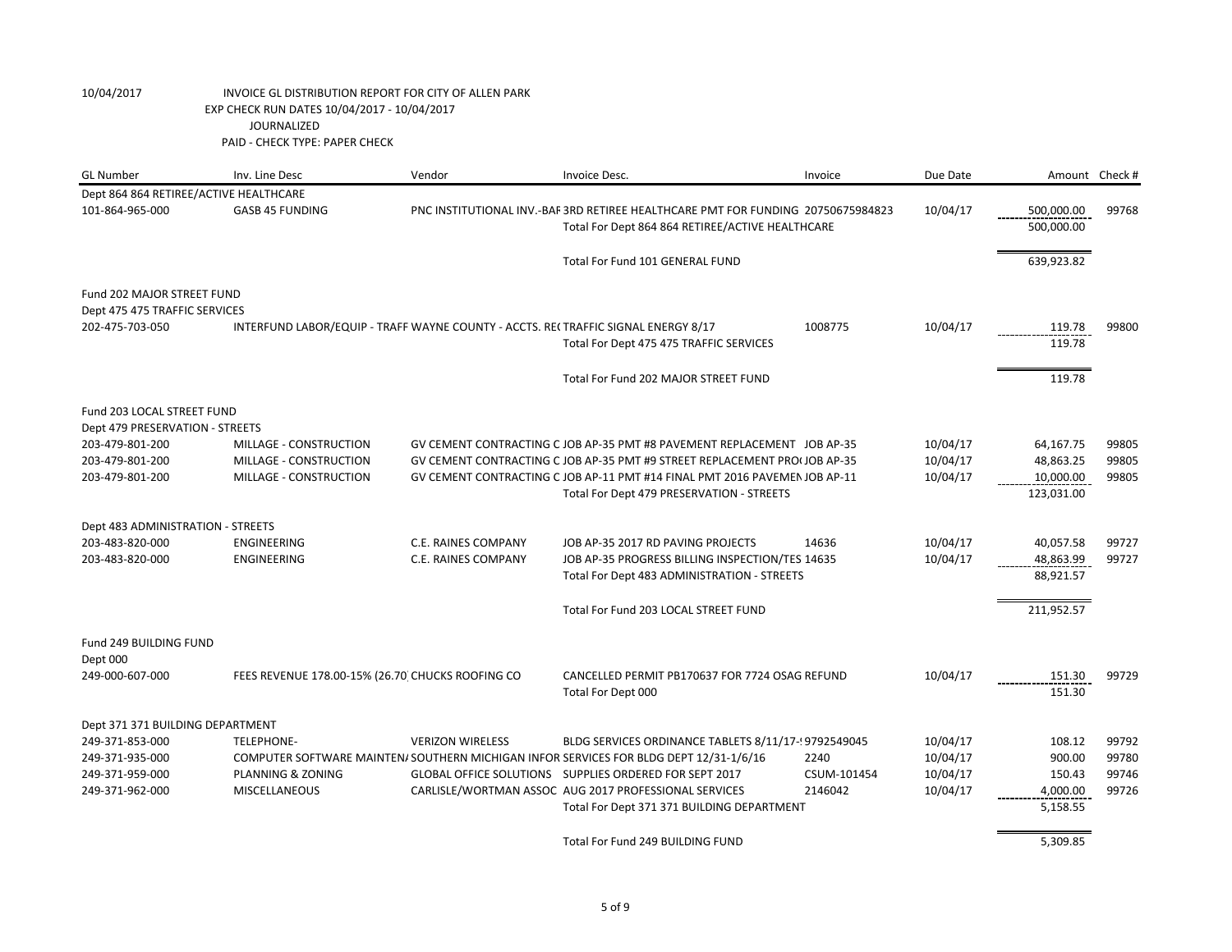10/04/2017 INVOICE GL DISTRIBUTION REPORT FOR CITY OF ALLEN PARK
EXP CHECK RUN DATES 10/04/2017 - 10/04/2017
JOURNALIZED
PAID - CHECK TYPE: PAPER CHECK

| GL Number | Inv. Line Desc | Vendor | Invoice Desc. | Invoice | Due Date | Amount | Check # |
|---|---|---|---|---|---|---|---|
| Dept 864 864 RETIREE/ACTIVE HEALTHCARE | | | | | | | |
| 101-864-965-000 | GASB 45 FUNDING | PNC INSTITUTIONAL INV.-BAF | 3RD RETIREE HEALTHCARE PMT FOR FUNDING | 20750675984823 | 10/04/17 | 500,000.00 | 99768 |
| | | | Total For Dept 864 864 RETIREE/ACTIVE HEALTHCARE | | | 500,000.00 | |
| | | | Total For Fund 101 GENERAL FUND | | | 639,923.82 | |
| Fund 202 MAJOR STREET FUND | | | | | | | |
| Dept 475 475 TRAFFIC SERVICES | | | | | | | |
| 202-475-703-050 | INTERFUND LABOR/EQUIP - TRAFF | WAYNE COUNTY - ACCTS. RE( | TRAFFIC SIGNAL ENERGY 8/17 | 1008775 | 10/04/17 | 119.78 | 99800 |
| | | | Total For Dept 475 475 TRAFFIC SERVICES | | | 119.78 | |
| | | | Total For Fund 202 MAJOR STREET FUND | | | 119.78 | |
| Fund 203 LOCAL STREET FUND | | | | | | | |
| Dept 479 PRESERVATION - STREETS | | | | | | | |
| 203-479-801-200 | MILLAGE - CONSTRUCTION | GV CEMENT CONTRACTING C | JOB AP-35 PMT #8 PAVEMENT REPLACEMENT | JOB AP-35 | 10/04/17 | 64,167.75 | 99805 |
| 203-479-801-200 | MILLAGE - CONSTRUCTION | GV CEMENT CONTRACTING C | JOB AP-35 PMT #9 STREET REPLACEMENT PRO( | JOB AP-35 | 10/04/17 | 48,863.25 | 99805 |
| 203-479-801-200 | MILLAGE - CONSTRUCTION | GV CEMENT CONTRACTING C | JOB AP-11 PMT #14 FINAL PMT 2016 PAVEMEN | JOB AP-11 | 10/04/17 | 10,000.00 | 99805 |
| | | | Total For Dept 479 PRESERVATION - STREETS | | | 123,031.00 | |
| Dept 483 ADMINISTRATION - STREETS | | | | | | | |
| 203-483-820-000 | ENGINEERING | C.E. RAINES COMPANY | JOB AP-35 2017 RD PAVING PROJECTS | 14636 | 10/04/17 | 40,057.58 | 99727 |
| 203-483-820-000 | ENGINEERING | C.E. RAINES COMPANY | JOB AP-35 PROGRESS BILLING INSPECTION/TES | 14635 | 10/04/17 | 48,863.99 | 99727 |
| | | | Total For Dept 483 ADMINISTRATION - STREETS | | | 88,921.57 | |
| | | | Total For Fund 203 LOCAL STREET FUND | | | 211,952.57 | |
| Fund 249 BUILDING FUND | | | | | | | |
| Dept 000 | | | | | | | |
| 249-000-607-000 | FEES REVENUE 178.00-15% (26.70) | CHUCKS ROOFING CO | CANCELLED PERMIT PB170637 FOR 7724 OSAG | REFUND | 10/04/17 | 151.30 | 99729 |
| | | | Total For Dept 000 | | | 151.30 | |
| Dept 371 371 BUILDING DEPARTMENT | | | | | | | |
| 249-371-853-000 | TELEPHONE- | VERIZON WIRELESS | BLDG SERVICES ORDINANCE TABLETS 8/11/17-! | 9792549045 | 10/04/17 | 108.12 | 99792 |
| 249-371-935-000 | COMPUTER SOFTWARE MAINTEN/ | SOUTHERN MICHIGAN INFOR | SERVICES FOR BLDG DEPT 12/31-1/6/16 | 2240 | 10/04/17 | 900.00 | 99780 |
| 249-371-959-000 | PLANNING & ZONING | GLOBAL OFFICE SOLUTIONS | SUPPLIES ORDERED FOR SEPT 2017 | CSUM-101454 | 10/04/17 | 150.43 | 99746 |
| 249-371-962-000 | MISCELLANEOUS | CARLISLE/WORTMAN ASSOC | AUG 2017 PROFESSIONAL SERVICES | 2146042 | 10/04/17 | 4,000.00 | 99726 |
| | | | Total For Dept 371 371 BUILDING DEPARTMENT | | | 5,158.55 | |
| | | | Total For Fund 249 BUILDING FUND | | | 5,309.85 | |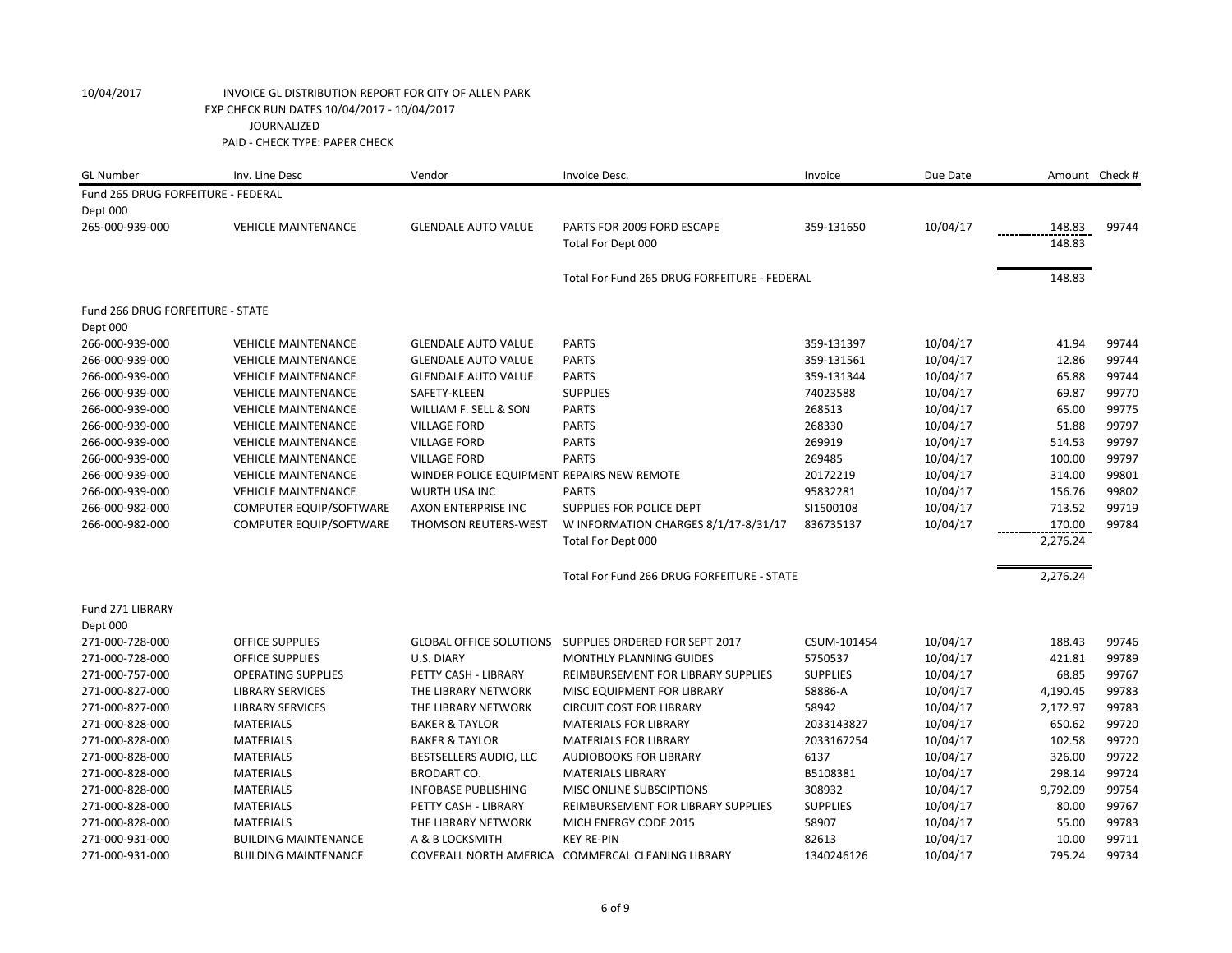10/04/2017 INVOICE GL DISTRIBUTION REPORT FOR CITY OF ALLEN PARK
EXP CHECK RUN DATES 10/04/2017 - 10/04/2017
JOURNALIZED
PAID - CHECK TYPE: PAPER CHECK

| GL Number | Inv. Line Desc | Vendor | Invoice Desc. | Invoice | Due Date | Amount | Check # |
|---|---|---|---|---|---|---|---|
| Fund 265 DRUG FORFEITURE - FEDERAL | | | | | | | |
| Dept 000 | | | | | | | |
| 265-000-939-000 | VEHICLE MAINTENANCE | GLENDALE AUTO VALUE | PARTS FOR 2009 FORD ESCAPE | 359-131650 | 10/04/17 | 148.83 | 99744 |
| | | | Total For Dept 000 | | | 148.83 | |
| | | | Total For Fund 265 DRUG FORFEITURE - FEDERAL | | | 148.83 | |
| Fund 266 DRUG FORFEITURE - STATE | | | | | | | |
| Dept 000 | | | | | | | |
| 266-000-939-000 | VEHICLE MAINTENANCE | GLENDALE AUTO VALUE | PARTS | 359-131397 | 10/04/17 | 41.94 | 99744 |
| 266-000-939-000 | VEHICLE MAINTENANCE | GLENDALE AUTO VALUE | PARTS | 359-131561 | 10/04/17 | 12.86 | 99744 |
| 266-000-939-000 | VEHICLE MAINTENANCE | GLENDALE AUTO VALUE | PARTS | 359-131344 | 10/04/17 | 65.88 | 99744 |
| 266-000-939-000 | VEHICLE MAINTENANCE | SAFETY-KLEEN | SUPPLIES | 74023588 | 10/04/17 | 69.87 | 99770 |
| 266-000-939-000 | VEHICLE MAINTENANCE | WILLIAM F. SELL & SON | PARTS | 268513 | 10/04/17 | 65.00 | 99775 |
| 266-000-939-000 | VEHICLE MAINTENANCE | VILLAGE FORD | PARTS | 268330 | 10/04/17 | 51.88 | 99797 |
| 266-000-939-000 | VEHICLE MAINTENANCE | VILLAGE FORD | PARTS | 269919 | 10/04/17 | 514.53 | 99797 |
| 266-000-939-000 | VEHICLE MAINTENANCE | VILLAGE FORD | PARTS | 269485 | 10/04/17 | 100.00 | 99797 |
| 266-000-939-000 | VEHICLE MAINTENANCE | WINDER POLICE EQUIPMENT | REPAIRS NEW REMOTE | 20172219 | 10/04/17 | 314.00 | 99801 |
| 266-000-939-000 | VEHICLE MAINTENANCE | WURTH USA INC | PARTS | 95832281 | 10/04/17 | 156.76 | 99802 |
| 266-000-982-000 | COMPUTER EQUIP/SOFTWARE | AXON ENTERPRISE INC | SUPPLIES FOR POLICE DEPT | SI1500108 | 10/04/17 | 713.52 | 99719 |
| 266-000-982-000 | COMPUTER EQUIP/SOFTWARE | THOMSON REUTERS-WEST | W INFORMATION CHARGES 8/1/17-8/31/17 | 836735137 | 10/04/17 | 170.00 | 99784 |
| | | | Total For Dept 000 | | | 2,276.24 | |
| | | | Total For Fund 266 DRUG FORFEITURE - STATE | | | 2,276.24 | |
| Fund 271 LIBRARY | | | | | | | |
| Dept 000 | | | | | | | |
| 271-000-728-000 | OFFICE SUPPLIES | GLOBAL OFFICE SOLUTIONS | SUPPLIES ORDERED FOR SEPT 2017 | CSUM-101454 | 10/04/17 | 188.43 | 99746 |
| 271-000-728-000 | OFFICE SUPPLIES | U.S. DIARY | MONTHLY PLANNING GUIDES | 5750537 | 10/04/17 | 421.81 | 99789 |
| 271-000-757-000 | OPERATING SUPPLIES | PETTY CASH - LIBRARY | REIMBURSEMENT FOR LIBRARY SUPPLIES | SUPPLIES | 10/04/17 | 68.85 | 99767 |
| 271-000-827-000 | LIBRARY SERVICES | THE LIBRARY NETWORK | MISC EQUIPMENT FOR LIBRARY | 58886-A | 10/04/17 | 4,190.45 | 99783 |
| 271-000-827-000 | LIBRARY SERVICES | THE LIBRARY NETWORK | CIRCUIT COST FOR LIBRARY | 58942 | 10/04/17 | 2,172.97 | 99783 |
| 271-000-828-000 | MATERIALS | BAKER & TAYLOR | MATERIALS FOR LIBRARY | 2033143827 | 10/04/17 | 650.62 | 99720 |
| 271-000-828-000 | MATERIALS | BAKER & TAYLOR | MATERIALS FOR LIBRARY | 2033167254 | 10/04/17 | 102.58 | 99720 |
| 271-000-828-000 | MATERIALS | BESTSELLERS AUDIO, LLC | AUDIOBOOKS FOR LIBRARY | 6137 | 10/04/17 | 326.00 | 99722 |
| 271-000-828-000 | MATERIALS | BRODART CO. | MATERIALS LIBRARY | B5108381 | 10/04/17 | 298.14 | 99724 |
| 271-000-828-000 | MATERIALS | INFOBASE PUBLISHING | MISC ONLINE SUBSCIPTIONS | 308932 | 10/04/17 | 9,792.09 | 99754 |
| 271-000-828-000 | MATERIALS | PETTY CASH - LIBRARY | REIMBURSEMENT FOR LIBRARY SUPPLIES | SUPPLIES | 10/04/17 | 80.00 | 99767 |
| 271-000-828-000 | MATERIALS | THE LIBRARY NETWORK | MICH ENERGY CODE 2015 | 58907 | 10/04/17 | 55.00 | 99783 |
| 271-000-931-000 | BUILDING MAINTENANCE | A & B LOCKSMITH | KEY RE-PIN | 82613 | 10/04/17 | 10.00 | 99711 |
| 271-000-931-000 | BUILDING MAINTENANCE | COVERALL NORTH AMERICA | COMMERCAL CLEANING LIBRARY | 1340246126 | 10/04/17 | 795.24 | 99734 |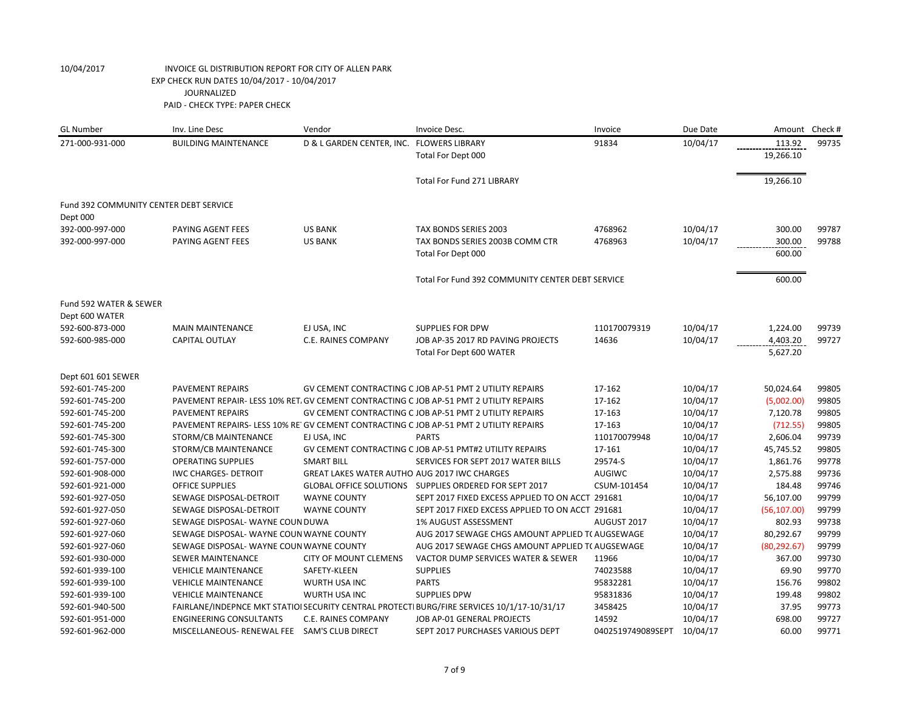10/04/2017 INVOICE GL DISTRIBUTION REPORT FOR CITY OF ALLEN PARK
EXP CHECK RUN DATES 10/04/2017 - 10/04/2017
JOURNALIZED
PAID - CHECK TYPE: PAPER CHECK

| GL Number | Inv. Line Desc | Vendor | Invoice Desc. | Invoice | Due Date | Amount | Check # |
|---|---|---|---|---|---|---|---|
| 271-000-931-000 | BUILDING MAINTENANCE | D & L GARDEN CENTER, INC. | FLOWERS LIBRARY | 91834 | 10/04/17 | 113.92 | 99735 |
| | | | Total For Dept 000 | | | 19,266.10 | |
| | | | Total For Fund 271 LIBRARY | | | 19,266.10 | |
| Fund 392 COMMUNITY CENTER DEBT SERVICE | | | | | | | |
| Dept 000 | | | | | | | |
| 392-000-997-000 | PAYING AGENT FEES | US BANK | TAX BONDS SERIES 2003 | 4768962 | 10/04/17 | 300.00 | 99787 |
| 392-000-997-000 | PAYING AGENT FEES | US BANK | TAX BONDS SERIES 2003B COMM CTR | 4768963 | 10/04/17 | 300.00 | 99788 |
| | | | Total For Dept 000 | | | 600.00 | |
| | | | Total For Fund 392 COMMUNITY CENTER DEBT SERVICE | | | 600.00 | |
| Fund 592 WATER & SEWER | | | | | | | |
| Dept 600 WATER | | | | | | | |
| 592-600-873-000 | MAIN MAINTENANCE | EJ USA, INC | SUPPLIES FOR DPW | 110170079319 | 10/04/17 | 1,224.00 | 99739 |
| 592-600-985-000 | CAPITAL OUTLAY | C.E. RAINES COMPANY | JOB AP-35 2017 RD PAVING PROJECTS | 14636 | 10/04/17 | 4,403.20 | 99727 |
| | | | Total For Dept 600 WATER | | | 5,627.20 | |
| Dept 601 601 SEWER | | | | | | | |
| 592-601-745-200 | PAVEMENT REPAIRS | GV CEMENT CONTRACTING C | JOB AP-51 PMT 2 UTILITY REPAIRS | 17-162 | 10/04/17 | 50,024.64 | 99805 |
| 592-601-745-200 | PAVEMENT REPAIR- LESS 10% RET. | GV CEMENT CONTRACTING C | JOB AP-51 PMT 2 UTILITY REPAIRS | 17-162 | 10/04/17 | (5,002.00) | 99805 |
| 592-601-745-200 | PAVEMENT REPAIRS | GV CEMENT CONTRACTING C | JOB AP-51 PMT 2 UTILITY REPAIRS | 17-163 | 10/04/17 | 7,120.78 | 99805 |
| 592-601-745-200 | PAVEMENT REPAIRS- LESS 10% RE | GV CEMENT CONTRACTING C | JOB AP-51 PMT 2 UTILITY REPAIRS | 17-163 | 10/04/17 | (712.55) | 99805 |
| 592-601-745-300 | STORM/CB MAINTENANCE | EJ USA, INC | PARTS | 110170079948 | 10/04/17 | 2,606.04 | 99739 |
| 592-601-745-300 | STORM/CB MAINTENANCE | GV CEMENT CONTRACTING C | JOB AP-51 PMT#2 UTILITY REPAIRS | 17-161 | 10/04/17 | 45,745.52 | 99805 |
| 592-601-757-000 | OPERATING SUPPLIES | SMART BILL | SERVICES FOR SEPT 2017 WATER BILLS | 29574-S | 10/04/17 | 1,861.76 | 99778 |
| 592-601-908-000 | IWC CHARGES- DETROIT | GREAT LAKES WATER AUTHO | AUG 2017 IWC CHARGES | AUGIWC | 10/04/17 | 2,575.88 | 99736 |
| 592-601-921-000 | OFFICE SUPPLIES | GLOBAL OFFICE SOLUTIONS | SUPPLIES ORDERED FOR SEPT 2017 | CSUM-101454 | 10/04/17 | 184.48 | 99746 |
| 592-601-927-050 | SEWAGE DISPOSAL-DETROIT | WAYNE COUNTY | SEPT 2017 FIXED EXCESS APPLIED TO ON ACCT | 291681 | 10/04/17 | 56,107.00 | 99799 |
| 592-601-927-050 | SEWAGE DISPOSAL-DETROIT | WAYNE COUNTY | SEPT 2017 FIXED EXCESS APPLIED TO ON ACCT | 291681 | 10/04/17 | (56,107.00) | 99799 |
| 592-601-927-060 | SEWAGE DISPOSAL- WAYNE COUN | DUWA | 1% AUGUST ASSESSMENT | AUGUST 2017 | 10/04/17 | 802.93 | 99738 |
| 592-601-927-060 | SEWAGE DISPOSAL- WAYNE COUN | WAYNE COUNTY | AUG 2017 SEWAGE CHGS AMOUNT APPLIED TO | AUGSEWAGE | 10/04/17 | 80,292.67 | 99799 |
| 592-601-927-060 | SEWAGE DISPOSAL- WAYNE COUN | WAYNE COUNTY | AUG 2017 SEWAGE CHGS AMOUNT APPLIED TO | AUGSEWAGE | 10/04/17 | (80,292.67) | 99799 |
| 592-601-930-000 | SEWER MAINTENANCE | CITY OF MOUNT CLEMENS | VACTOR DUMP SERVICES WATER & SEWER | 11966 | 10/04/17 | 367.00 | 99730 |
| 592-601-939-100 | VEHICLE MAINTENANCE | SAFETY-KLEEN | SUPPLIES | 74023588 | 10/04/17 | 69.90 | 99770 |
| 592-601-939-100 | VEHICLE MAINTENANCE | WURTH USA INC | PARTS | 95832281 | 10/04/17 | 156.76 | 99802 |
| 592-601-939-100 | VEHICLE MAINTENANCE | WURTH USA INC | SUPPLIES DPW | 95831836 | 10/04/17 | 199.48 | 99802 |
| 592-601-940-500 | FAIRLANE/INDEPNCE MKT STATIO | SECURITY CENTRAL PROTECT | BURG/FIRE SERVICES 10/1/17-10/31/17 | 3458425 | 10/04/17 | 37.95 | 99773 |
| 592-601-951-000 | ENGINEERING CONSULTANTS | C.E. RAINES COMPANY | JOB AP-01 GENERAL PROJECTS | 14592 | 10/04/17 | 698.00 | 99727 |
| 592-601-962-000 | MISCELLANEOUS- RENEWAL FEE | SAM'S CLUB DIRECT | SEPT 2017 PURCHASES VARIOUS DEPT | 0402519749089SEPT | 10/04/17 | 60.00 | 99771 |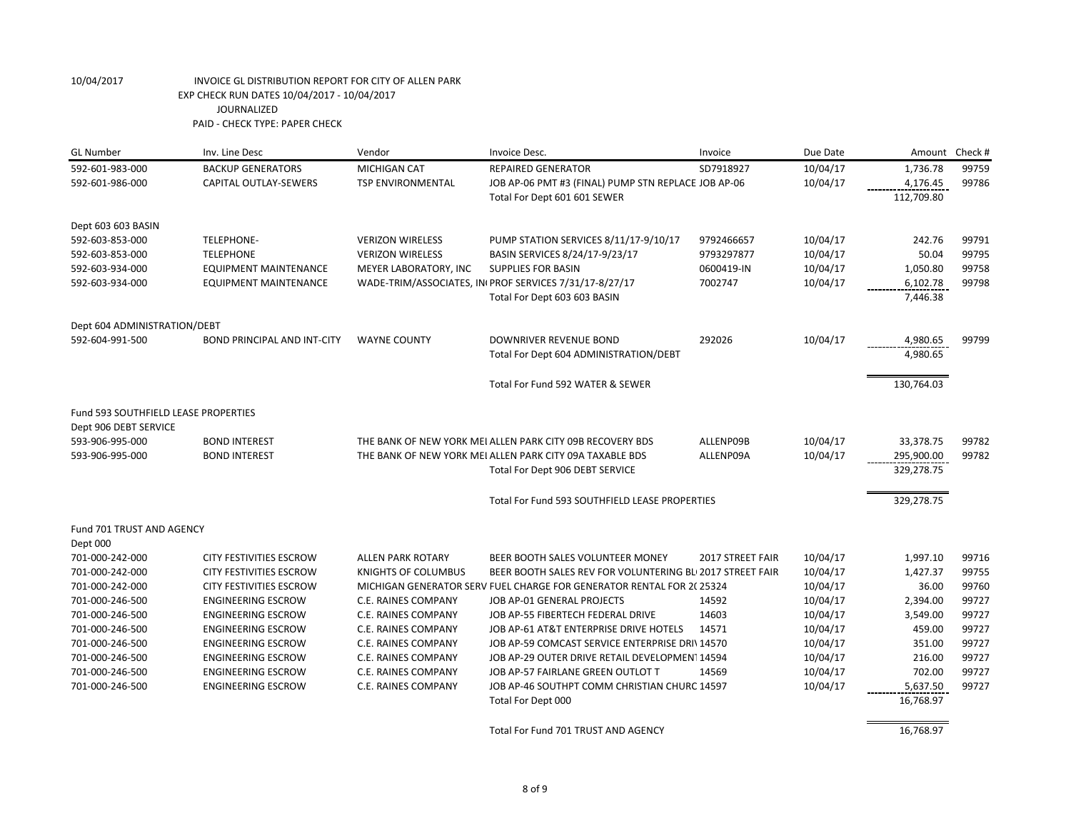10/04/2017 INVOICE GL DISTRIBUTION REPORT FOR CITY OF ALLEN PARK
EXP CHECK RUN DATES 10/04/2017 - 10/04/2017
JOURNALIZED
PAID - CHECK TYPE: PAPER CHECK

| GL Number | Inv. Line Desc | Vendor | Invoice Desc. | Invoice | Due Date | Amount | Check # |
|---|---|---|---|---|---|---|---|
| 592-601-983-000 | BACKUP GENERATORS | MICHIGAN CAT | REPAIRED GENERATOR | SD7918927 | 10/04/17 | 1,736.78 | 99759 |
| 592-601-986-000 | CAPITAL OUTLAY-SEWERS | TSP ENVIRONMENTAL | JOB AP-06 PMT #3 (FINAL) PUMP STN REPLACE JOB AP-06 | | 10/04/17 | 4,176.45 | 99786 |
| | | | Total For Dept 601 601 SEWER | | | 112,709.80 | |
| Dept 603 603 BASIN | | | | | | | |
| 592-603-853-000 | TELEPHONE- | VERIZON WIRELESS | PUMP STATION SERVICES 8/11/17-9/10/17 | 9792466657 | 10/04/17 | 242.76 | 99791 |
| 592-603-853-000 | TELEPHONE | VERIZON WIRELESS | BASIN SERVICES 8/24/17-9/23/17 | 9793297877 | 10/04/17 | 50.04 | 99795 |
| 592-603-934-000 | EQUIPMENT MAINTENANCE | MEYER LABORATORY, INC | SUPPLIES FOR BASIN | 0600419-IN | 10/04/17 | 1,050.80 | 99758 |
| 592-603-934-000 | EQUIPMENT MAINTENANCE | WADE-TRIM/ASSOCIATES, IN | PROF SERVICES 7/31/17-8/27/17 | 7002747 | 10/04/17 | 6,102.78 | 99798 |
| | | | Total For Dept 603 603 BASIN | | | 7,446.38 | |
| Dept 604 ADMINISTRATION/DEBT | | | | | | | |
| 592-604-991-500 | BOND PRINCIPAL AND INT-CITY | WAYNE COUNTY | DOWNRIVER REVENUE BOND | 292026 | 10/04/17 | 4,980.65 | 99799 |
| | | | Total For Dept 604 ADMINISTRATION/DEBT | | | 4,980.65 | |
| | | | Total For Fund 592 WATER & SEWER | | | 130,764.03 | |
| Fund 593 SOUTHFIELD LEASE PROPERTIES | | | | | | | |
| Dept 906 DEBT SERVICE | | | | | | | |
| 593-906-995-000 | BOND INTEREST | THE BANK OF NEW YORK MEI | ALLEN PARK CITY 09B RECOVERY BDS | ALLENP09B | 10/04/17 | 33,378.75 | 99782 |
| 593-906-995-000 | BOND INTEREST | THE BANK OF NEW YORK MEI | ALLEN PARK CITY 09A TAXABLE BDS | ALLENP09A | 10/04/17 | 295,900.00 | 99782 |
| | | | Total For Dept 906 DEBT SERVICE | | | 329,278.75 | |
| | | | Total For Fund 593 SOUTHFIELD LEASE PROPERTIES | | | 329,278.75 | |
| Fund 701 TRUST AND AGENCY | | | | | | | |
| Dept 000 | | | | | | | |
| 701-000-242-000 | CITY FESTIVITIES ESCROW | ALLEN PARK ROTARY | BEER BOOTH SALES VOLUNTEER MONEY | 2017 STREET FAIR | 10/04/17 | 1,997.10 | 99716 |
| 701-000-242-000 | CITY FESTIVITIES ESCROW | KNIGHTS OF COLUMBUS | BEER BOOTH SALES REV FOR VOLUNTERING BL | 2017 STREET FAIR | 10/04/17 | 1,427.37 | 99755 |
| 701-000-242-000 | CITY FESTIVITIES ESCROW | MICHIGAN GENERATOR SERV | FUEL CHARGE FOR GENERATOR RENTAL FOR 2( | 25324 | 10/04/17 | 36.00 | 99760 |
| 701-000-246-500 | ENGINEERING ESCROW | C.E. RAINES COMPANY | JOB AP-01 GENERAL PROJECTS | 14592 | 10/04/17 | 2,394.00 | 99727 |
| 701-000-246-500 | ENGINEERING ESCROW | C.E. RAINES COMPANY | JOB AP-55 FIBERTECH FEDERAL DRIVE | 14603 | 10/04/17 | 3,549.00 | 99727 |
| 701-000-246-500 | ENGINEERING ESCROW | C.E. RAINES COMPANY | JOB AP-61 AT&T ENTERPRISE DRIVE HOTELS | 14571 | 10/04/17 | 459.00 | 99727 |
| 701-000-246-500 | ENGINEERING ESCROW | C.E. RAINES COMPANY | JOB AP-59 COMCAST SERVICE ENTERPRISE DRI\ | 14570 | 10/04/17 | 351.00 | 99727 |
| 701-000-246-500 | ENGINEERING ESCROW | C.E. RAINES COMPANY | JOB AP-29 OUTER DRIVE RETAIL DEVELOPMENT | 14594 | 10/04/17 | 216.00 | 99727 |
| 701-000-246-500 | ENGINEERING ESCROW | C.E. RAINES COMPANY | JOB AP-57 FAIRLANE GREEN OUTLOT T | 14569 | 10/04/17 | 702.00 | 99727 |
| 701-000-246-500 | ENGINEERING ESCROW | C.E. RAINES COMPANY | JOB AP-46 SOUTHPT COMM CHRISTIAN CHURC | 14597 | 10/04/17 | 5,637.50 | 99727 |
| | | | Total For Dept 000 | | | 16,768.97 | |
| | | | Total For Fund 701 TRUST AND AGENCY | | | 16,768.97 | |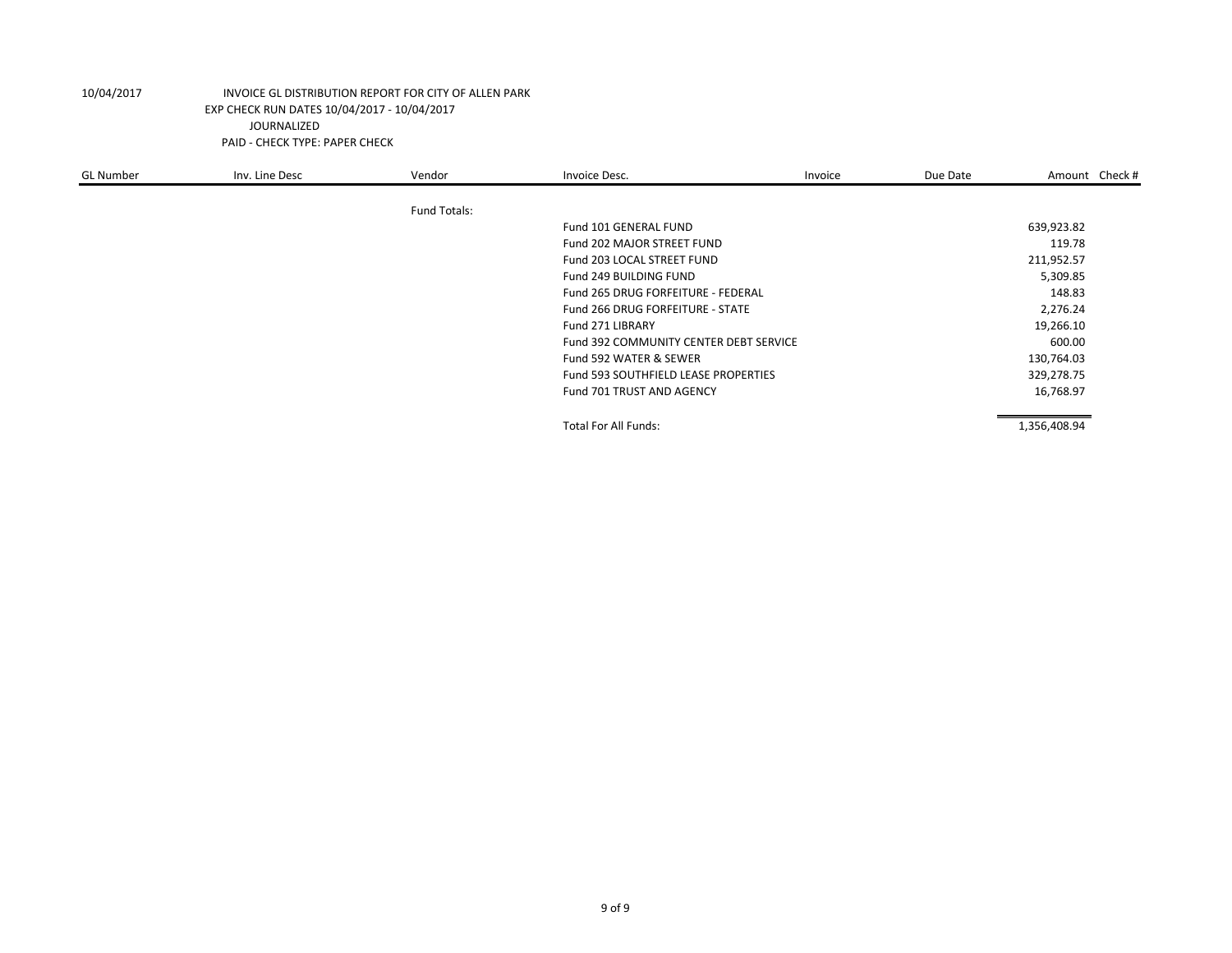10/04/2017 INVOICE GL DISTRIBUTION REPORT FOR CITY OF ALLEN PARK

EXP CHECK RUN DATES 10/04/2017 - 10/04/2017

JOURNALIZED

PAID - CHECK TYPE: PAPER CHECK

| GL Number | Inv. Line Desc | Vendor | Invoice Desc. | Invoice | Due Date | Amount | Check # |
|---|---|---|---|---|---|---|---|
| | | Fund Totals: | | | | | |
| | | | Fund 101 GENERAL FUND | | | 639,923.82 | |
| | | | Fund 202 MAJOR STREET FUND | | | 119.78 | |
| | | | Fund 203 LOCAL STREET FUND | | | 211,952.57 | |
| | | | Fund 249 BUILDING FUND | | | 5,309.85 | |
| | | | Fund 265 DRUG FORFEITURE - FEDERAL | | | 148.83 | |
| | | | Fund 266 DRUG FORFEITURE - STATE | | | 2,276.24 | |
| | | | Fund 271 LIBRARY | | | 19,266.10 | |
| | | | Fund 392 COMMUNITY CENTER DEBT SERVICE | | | 600.00 | |
| | | | Fund 592 WATER & SEWER | | | 130,764.03 | |
| | | | Fund 593 SOUTHFIELD LEASE PROPERTIES | | | 329,278.75 | |
| | | | Fund 701 TRUST AND AGENCY | | | 16,768.97 | |
| | | | Total For All Funds: | | | 1,356,408.94 | |